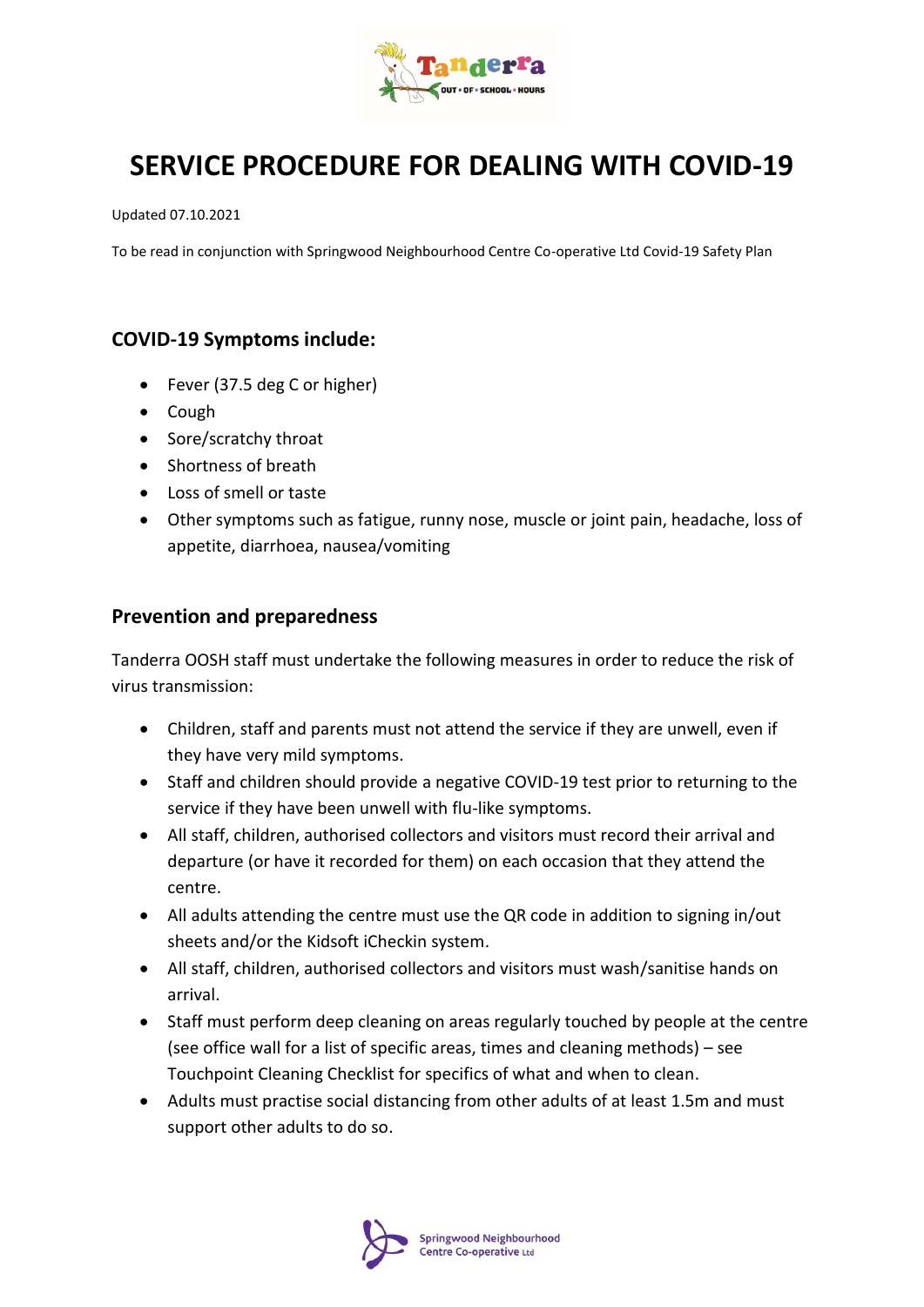# SERVICE PROCEDURE FOR DEALING WITH COVID-19

Updated 07.10.2021

To be read in conjunction with Springwood Neighbourhood Centre Co-operative Ltd Covid-19 Safety Plan

## COVID-19 Symptoms include:

- Fever (37.5 deg C or higher)
- Cough
- Sore/scratchy throat
- Shortness of breath
- Loss of smell or taste
- Other symptoms such as fatigue, runny nose, muscle or joint pain, headache, loss of appetite, diarrhoea, nausea/vomiting

## Prevention and preparedness

Tanderra OOSH staff must undertake the following measures in order to reduce the risk of virus transmission:

- Children, staff and parents must not attend the service if they are unwell, even if they have very mild symptoms.
- Staff and children should provide a negative COVID-19 test prior to returning to the service if they have been unwell with flu-like symptoms.
- All staff, children, authorised collectors and visitors must record their arrival and departure (or have it recorded for them) on each occasion that they attend the centre.
- All adults attending the centre must use the QR code in addition to signing in/out sheets and/or the Kidsoft iCheckin system.
- All staff, children, authorised collectors and visitors must wash/sanitise hands on arrival.
- Staff must perform deep cleaning on areas regularly touched by people at the centre (see office wall for a list of specific areas, times and cleaning methods) – see Touchpoint Cleaning Checklist for specifics of what and when to clean.
- Adults must practise social distancing from other adults of at least 1.5m and must support other adults to do so.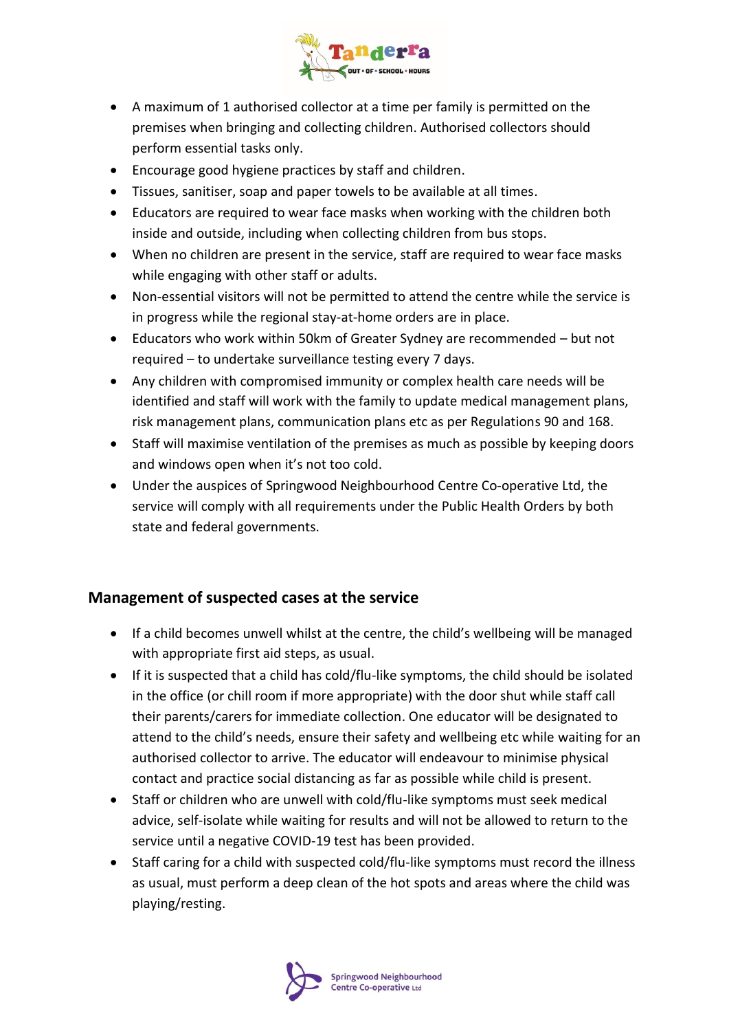- A maximum of 1 authorised collector at a time per family is permitted on the premises when bringing and collecting children. Authorised collectors should perform essential tasks only.
- Encourage good hygiene practices by staff and children.
- Tissues, sanitiser, soap and paper towels to be available at all times.
- Educators are required to wear face masks when working with the children both inside and outside, including when collecting children from bus stops.
- When no children are present in the service, staff are required to wear face masks while engaging with other staff or adults.
- Non-essential visitors will not be permitted to attend the centre while the service is in progress while the regional stay-at-home orders are in place.
- Educators who work within 50km of Greater Sydney are recommended – but not required – to undertake surveillance testing every 7 days.
- Any children with compromised immunity or complex health care needs will be identified and staff will work with the family to update medical management plans, risk management plans, communication plans etc as per Regulations 90 and 168.
- Staff will maximise ventilation of the premises as much as possible by keeping doors and windows open when it's not too cold.
- Under the auspices of Springwood Neighbourhood Centre Co-operative Ltd, the service will comply with all requirements under the Public Health Orders by both state and federal governments.

## Management of suspected cases at the service

- If a child becomes unwell whilst at the centre, the child's wellbeing will be managed with appropriate first aid steps, as usual.
- If it is suspected that a child has cold/flu-like symptoms, the child should be isolated in the office (or chill room if more appropriate) with the door shut while staff call their parents/carers for immediate collection. One educator will be designated to attend to the child's needs, ensure their safety and wellbeing etc while waiting for an authorised collector to arrive. The educator will endeavour to minimise physical contact and practice social distancing as far as possible while child is present.
- Staff or children who are unwell with cold/flu-like symptoms must seek medical advice, self-isolate while waiting for results and will not be allowed to return to the service until a negative COVID-19 test has been provided.
- Staff caring for a child with suspected cold/flu-like symptoms must record the illness as usual, must perform a deep clean of the hot spots and areas where the child was playing/resting.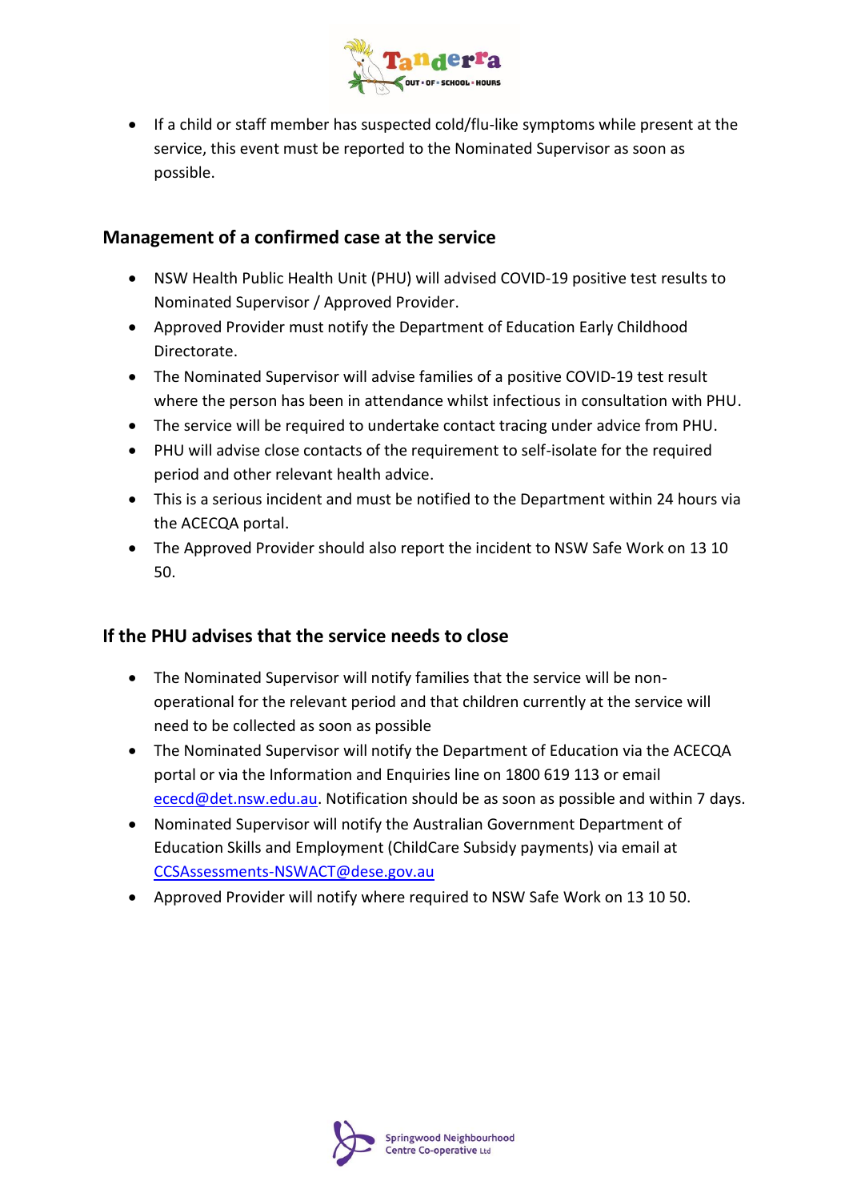- If a child or staff member has suspected cold/flu-like symptoms while present at the service, this event must be reported to the Nominated Supervisor as soon as possible.

## Management of a confirmed case at the service

- NSW Health Public Health Unit (PHU) will advised COVID-19 positive test results to Nominated Supervisor / Approved Provider.
- Approved Provider must notify the Department of Education Early Childhood Directorate.
- The Nominated Supervisor will advise families of a positive COVID-19 test result where the person has been in attendance whilst infectious in consultation with PHU.
- The service will be required to undertake contact tracing under advice from PHU.
- PHU will advise close contacts of the requirement to self-isolate for the required period and other relevant health advice.
- This is a serious incident and must be notified to the Department within 24 hours via the ACECQA portal.
- The Approved Provider should also report the incident to NSW Safe Work on 13 10 50.

## If the PHU advises that the service needs to close

- The Nominated Supervisor will notify families that the service will be non-operational for the relevant period and that children currently at the service will need to be collected as soon as possible
- The Nominated Supervisor will notify the Department of Education via the ACECQA portal or via the Information and Enquiries line on 1800 619 113 or email ececd@det.nsw.edu.au. Notification should be as soon as possible and within 7 days.
- Nominated Supervisor will notify the Australian Government Department of Education Skills and Employment (ChildCare Subsidy payments) via email at CCSAssessments-NSWACT@dese.gov.au
- Approved Provider will notify where required to NSW Safe Work on 13 10 50.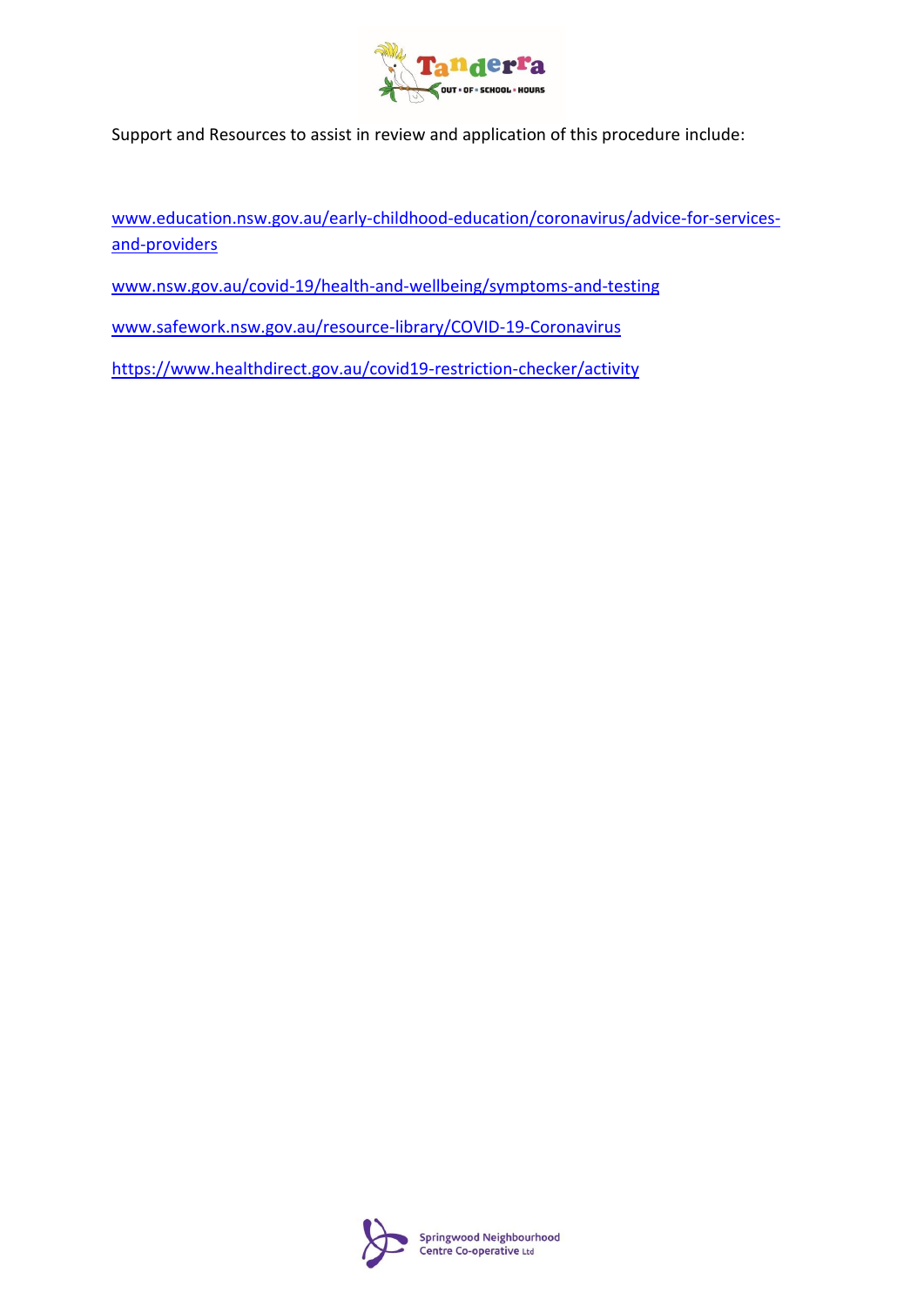Support and Resources to assist in review and application of this procedure include:

www.education.nsw.gov.au/early-childhood-education/coronavirus/advice-for-services-and-providers

www.nsw.gov.au/covid-19/health-and-wellbeing/symptoms-and-testing

www.safework.nsw.gov.au/resource-library/COVID-19-Coronavirus

https://www.healthdirect.gov.au/covid19-restriction-checker/activity